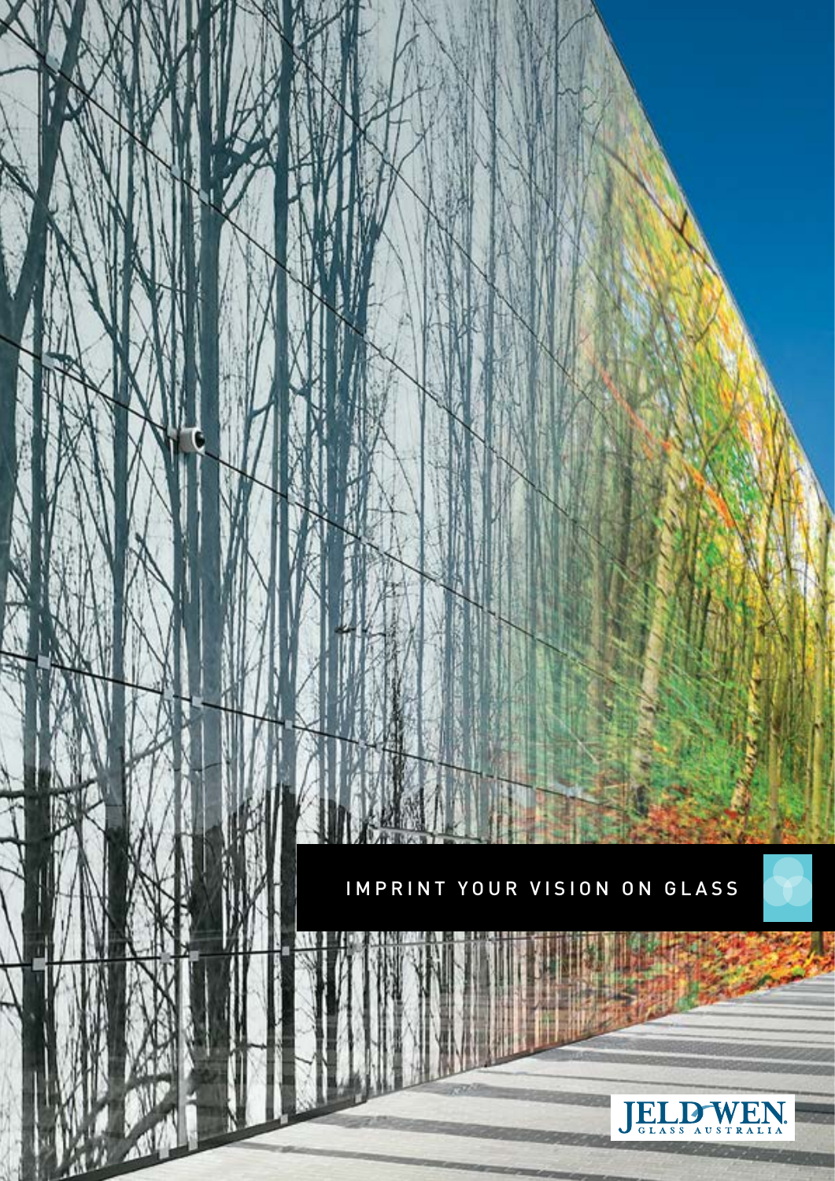# IMPRINT YOUR VISION ON GLASS

JELD-WEN GLASS AUSTRALIA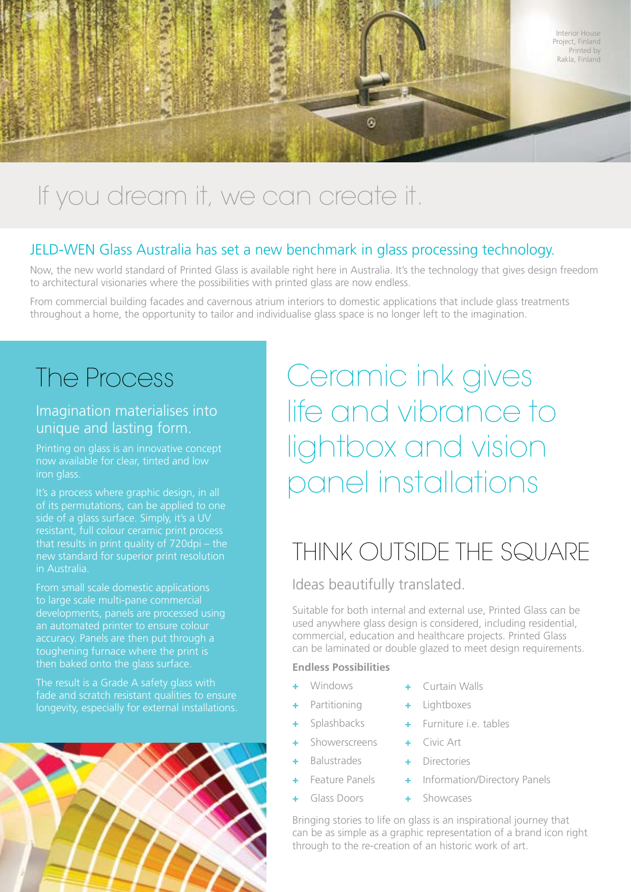Interior House Project, Finland Printed by Rakla, Finland

# If you dream it, we can create it.

## JELD-WEN Glass Australia has set a new benchmark in glass processing technology.

Now, the new world standard of Printed Glass is available right here in Australia. It's the technology that gives design freedom to architectural visionaries where the possibilities with printed glass are now endless.

From commercial building facades and cavernous atrium interiors to domestic applications that include glass treatments throughout a home, the opportunity to tailor and individualise glass space is no longer left to the imagination.

## The Process

### Imagination materialises into unique and lasting form.

Printing on glass is an innovative concept now available for clear, tinted and low iron glass.

It's a process where graphic design, in all of its permutations, can be applied to one side of a glass surface. Simply, it's a UV resistant, full colour ceramic print process that results in print quality of 720dpi – the new standard for superior print resolution in Australia.

From small scale domestic applications to large scale multi-pane commercial developments, panels are processed using an automated printer to ensure colour accuracy. Panels are then put through a toughening furnace where the print is then baked onto the glass surface.

The result is a Grade A safety glass with fade and scratch resistant qualities to ensure longevity, especially for external installations.

## Ceramic ink gives life and vibrance to lightbox and vision panel installations

## THINK OUTSIDE THE SQUARE

### Ideas beautifully translated.

Suitable for both internal and external use, Printed Glass can be used anywhere glass design is considered, including residential, commercial, education and healthcare projects. Printed Glass can be laminated or double glazed to meet design requirements.

**Endless Possibilities**

- Windows
- Partitioning
- Splashbacks
- Showerscreens
- Balustrades
- Feature Panels
- Glass Doors
- Curtain Walls
- Lightboxes
- Furniture i.e. tables
- Civic Art
- Directories
- Information/Directory Panels
- Showcases

Bringing stories to life on glass is an inspirational journey that can be as simple as a graphic representation of a brand icon right through to the re-creation of an historic work of art.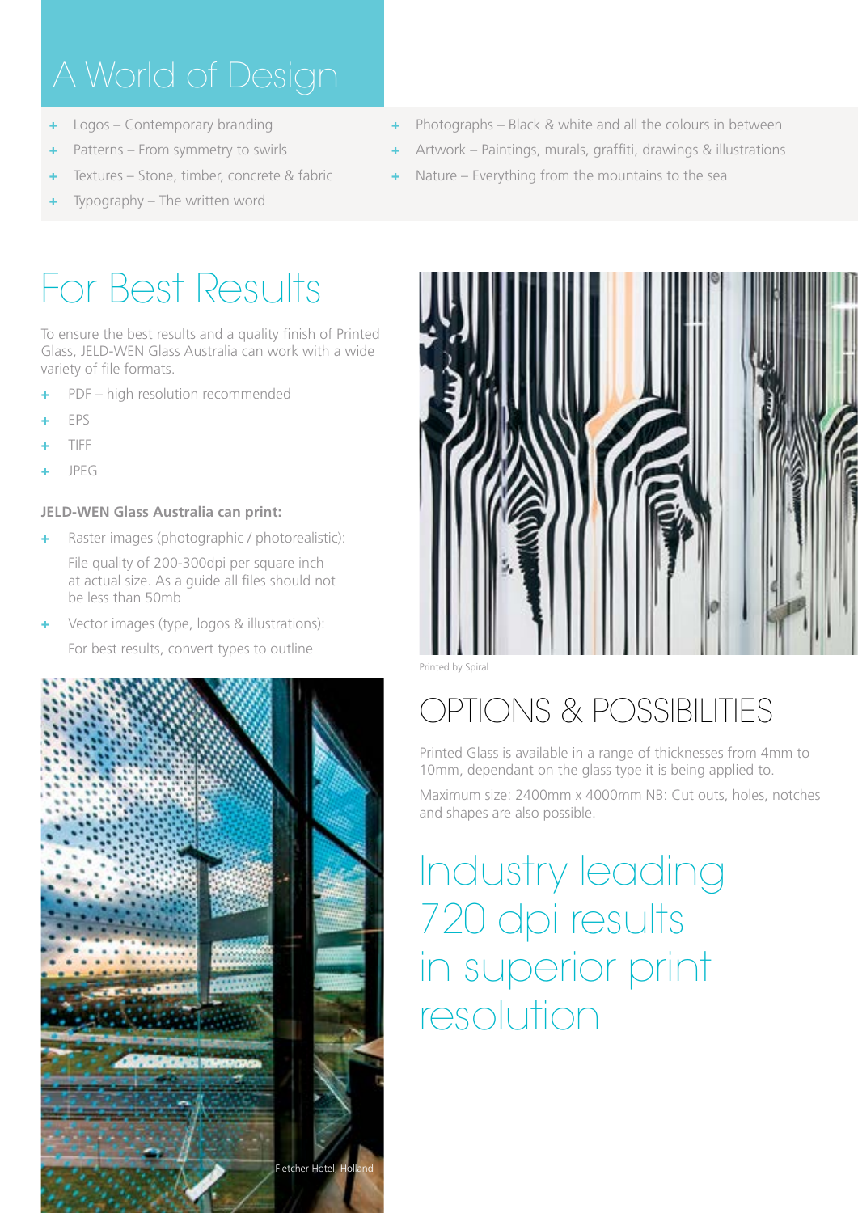# A World of Design

- Logos – Contemporary branding
- Patterns – From symmetry to swirls
- Textures – Stone, timber, concrete & fabric
- Typography – The written word
- Photographs – Black & white and all the colours in between
- Artwork – Paintings, murals, graffiti, drawings & illustrations
- Nature – Everything from the mountains to the sea

# For Best Results

To ensure the best results and a quality finish of Printed Glass, JELD-WEN Glass Australia can work with a wide variety of file formats.

- PDF – high resolution recommended
- EPS
- TIFF
- JPEG

**JELD-WEN Glass Australia can print:**

- Raster images (photographic / photorealistic):

  File quality of 200-300dpi per square inch at actual size. As a guide all files should not be less than 50mb

- Vector images (type, logos & illustrations):

  For best results, convert types to outline

Fletcher Hotel, Holland

Printed by Spiral

# OPTIONS & POSSIBILITIES

Printed Glass is available in a range of thicknesses from 4mm to 10mm, dependant on the glass type it is being applied to.

Maximum size: 2400mm x 4000mm NB: Cut outs, holes, notches and shapes are also possible.

## Industry leading 720 dpi results in superior print resolution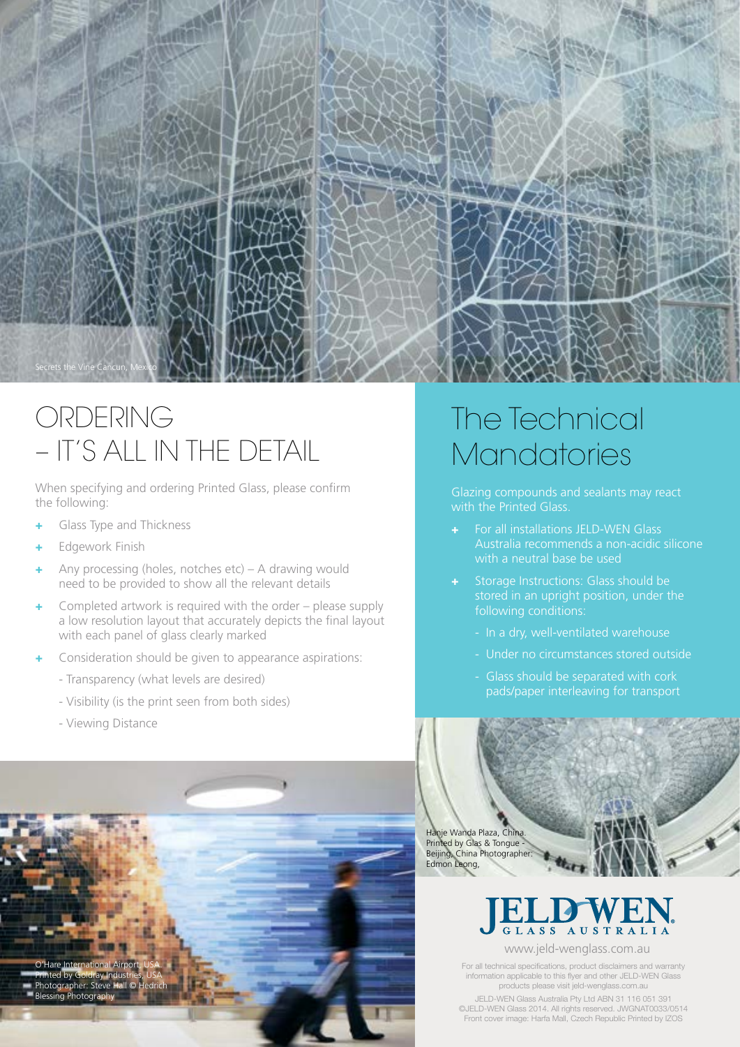Secrets the Vine Cancun, Mexico

# ORDERING – IT'S ALL IN THE DETAIL

When specifying and ordering Printed Glass, please confirm the following:

- Glass Type and Thickness
- Edgework Finish
- Any processing (holes, notches etc) – A drawing would need to be provided to show all the relevant details
- Completed artwork is required with the order – please supply a low resolution layout that accurately depicts the final layout with each panel of glass clearly marked
- Consideration should be given to appearance aspirations:
  - Transparency (what levels are desired)
  - Visibility (is the print seen from both sides)
  - Viewing Distance

O'Hare International Airport, USA. Printed by Goldray Industries, USA. Photographer: Steve Hall © Hedrich Blessing Photography

# The Technical Mandatories

Glazing compounds and sealants may react with the Printed Glass.

- For all installations JELD-WEN Glass Australia recommends a non-acidic silicone with a neutral base be used
- Storage Instructions: Glass should be stored in an upright position, under the following conditions:
  - In a dry, well-ventilated warehouse
  - Under no circumstances stored outside
  - Glass should be separated with cork pads/paper interleaving for transport

Hanje Wanda Plaza, China. Printed by Glas & Tongue - Beijing, China Photographer: Edmon Leong,

JELD-WEN GLASS AUSTRALIA

www.jeld-wenglass.com.au

For all technical specifications, product disclaimers and warranty information applicable to this flyer and other JELD-WEN Glass products please visit jeld-wenglass.com.au

JELD-WEN Glass Australia Pty Ltd ABN 31 116 051 391
©JELD-WEN Glass 2014. All rights reserved. JWGNAT0033/0514
Front cover image: Harfa Mall, Czech Republic Printed by IZOS